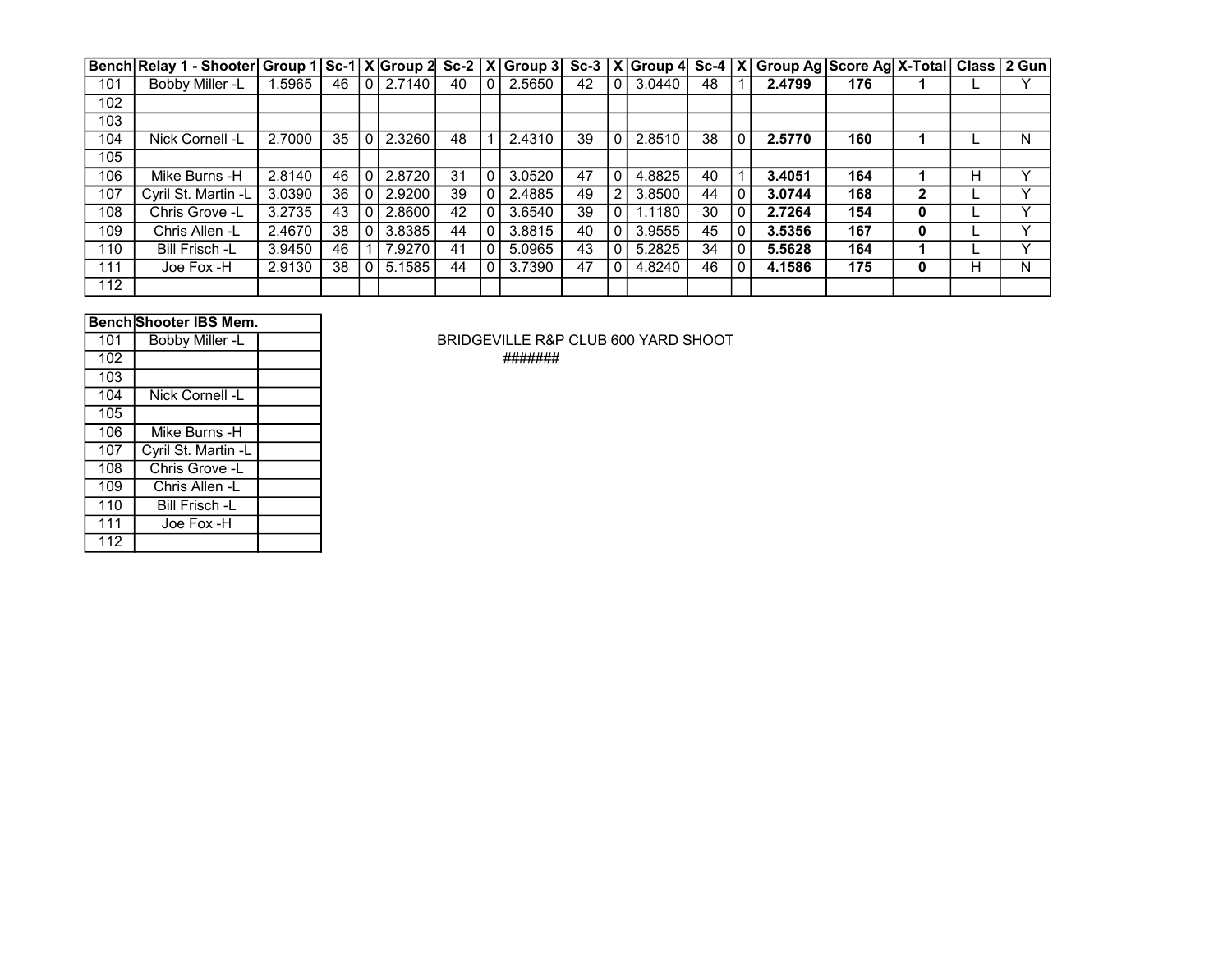| Bench | Relay 1 - Shooter | Group 1 | Sc-1 | X | Group 2 | Sc-2 | X | Group 3 | Sc-3 | X | Group 4 | Sc-4 | X | Group Ag | Score Ag | X-Total | Class | 2 Gun |
|---|---|---|---|---|---|---|---|---|---|---|---|---|---|---|---|---|---|---|
| 101 | Bobby Miller -L | 1.5965 | 46 | 0 | 2.7140 | 40 | 0 | 2.5650 | 42 | 0 | 3.0440 | 48 | 1 | **2.4799** | **176** | **1** | L | Y |
| 102 | | | | | | | | | | | | | | | | | | |
| 103 | | | | | | | | | | | | | | | | | | |
| 104 | Nick Cornell -L | 2.7000 | 35 | 0 | 2.3260 | 48 | 1 | 2.4310 | 39 | 0 | 2.8510 | 38 | 0 | **2.5770** | **160** | **1** | L | N |
| 105 | | | | | | | | | | | | | | | | | | |
| 106 | Mike Burns -H | 2.8140 | 46 | 0 | 2.8720 | 31 | 0 | 3.0520 | 47 | 0 | 4.8825 | 40 | 1 | **3.4051** | **164** | **1** | H | Y |
| 107 | Cyril St. Martin -L | 3.0390 | 36 | 0 | 2.9200 | 39 | 0 | 2.4885 | 49 | 2 | 3.8500 | 44 | 0 | **3.0744** | **168** | **2** | L | Y |
| 108 | Chris Grove -L | 3.2735 | 43 | 0 | 2.8600 | 42 | 0 | 3.6540 | 39 | 0 | 1.1180 | 30 | 0 | **2.7264** | **154** | **0** | L | Y |
| 109 | Chris Allen -L | 2.4670 | 38 | 0 | 3.8385 | 44 | 0 | 3.8815 | 40 | 0 | 3.9555 | 45 | 0 | **3.5356** | **167** | **0** | L | Y |
| 110 | Bill Frisch -L | 3.9450 | 46 | 1 | 7.9270 | 41 | 0 | 5.0965 | 43 | 0 | 5.2825 | 34 | 0 | **5.5628** | **164** | **1** | L | Y |
| 111 | Joe Fox -H | 2.9130 | 38 | 0 | 5.1585 | 44 | 0 | 3.7390 | 47 | 0 | 4.8240 | 46 | 0 | **4.1586** | **175** | **0** | H | N |
| 112 | | | | | | | | | | | | | | | | | | |

| Bench | Shooter | IBS Mem. |
|---|---|---|
| 101 | Bobby Miller -L | |
| 102 | | |
| 103 | | |
| 104 | Nick Cornell -L | |
| 105 | | |
| 106 | Mike Burns -H | |
| 107 | Cyril St. Martin -L | |
| 108 | Chris Grove -L | |
| 109 | Chris Allen -L | |
| 110 | Bill Frisch -L | |
| 111 | Joe Fox -H | |
| 112 | | |

BRIDGEVILLE R&P CLUB 600 YARD SHOOT

#######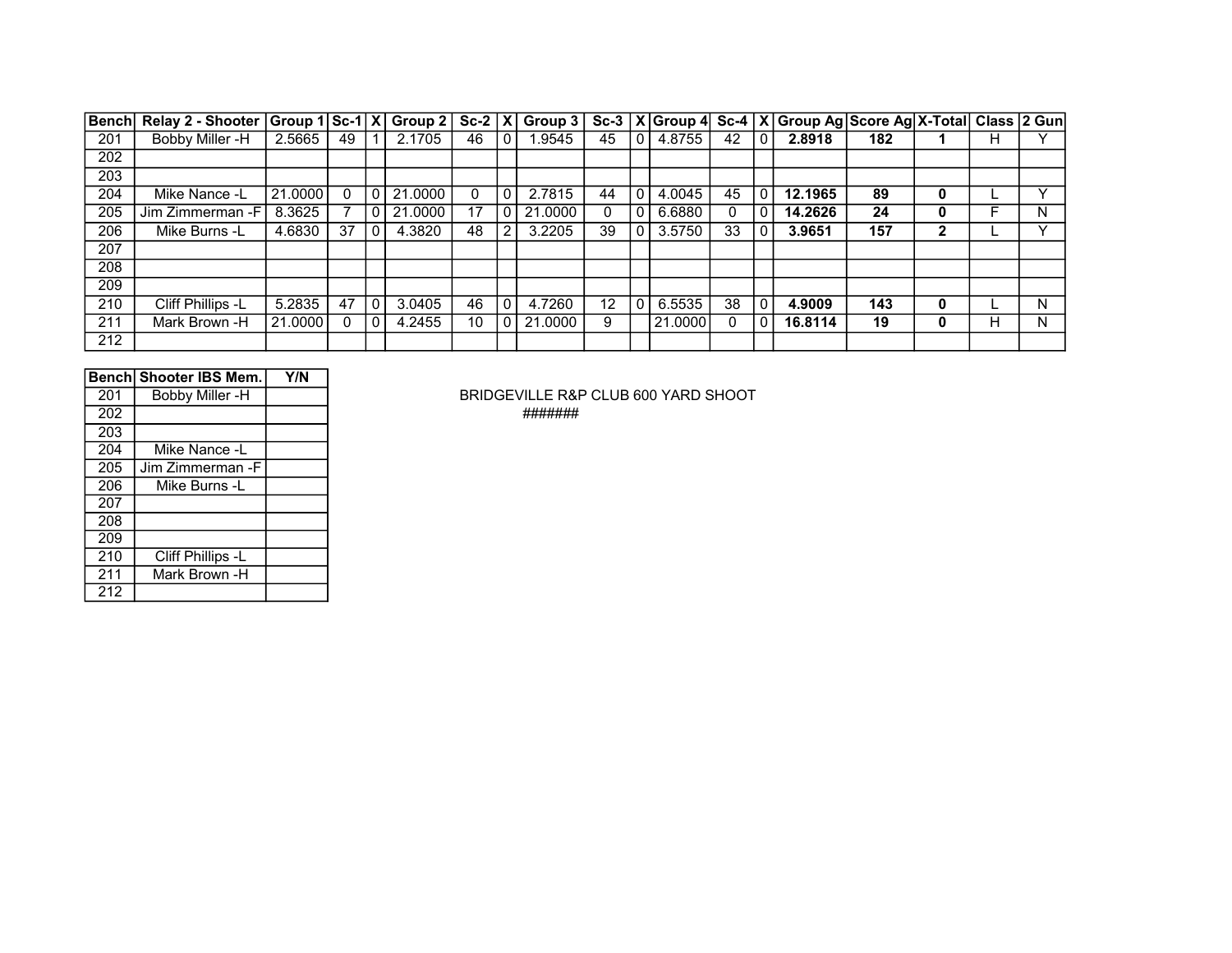| Bench | Relay 2 - Shooter | Group 1 | Sc-1 | X | Group 2 | Sc-2 | X | Group 3 | Sc-3 | X | Group 4 | Sc-4 | X | Group Ag | Score Ag | X-Total | Class | 2 Gun |
|---|---|---|---|---|---|---|---|---|---|---|---|---|---|---|---|---|---|---|
| 201 | Bobby Miller -H | 2.5665 | 49 | 1 | 2.1705 | 46 | 0 | 1.9545 | 45 | 0 | 4.8755 | 42 | 0 | **2.8918** | **182** | **1** | H | Y |
| 202 | | | | | | | | | | | | | | | | | | |
| 203 | | | | | | | | | | | | | | | | | | |
| 204 | Mike Nance -L | 21.0000 | 0 | 0 | 21.0000 | 0 | 0 | 2.7815 | 44 | 0 | 4.0045 | 45 | 0 | **12.1965** | **89** | **0** | L | Y |
| 205 | Jim Zimmerman -F | 8.3625 | 7 | 0 | 21.0000 | 17 | 0 | 21.0000 | 0 | 0 | 6.6880 | 0 | 0 | **14.2626** | **24** | **0** | F | N |
| 206 | Mike Burns -L | 4.6830 | 37 | 0 | 4.3820 | 48 | 2 | 3.2205 | 39 | 0 | 3.5750 | 33 | 0 | **3.9651** | **157** | **2** | L | Y |
| 207 | | | | | | | | | | | | | | | | | | |
| 208 | | | | | | | | | | | | | | | | | | |
| 209 | | | | | | | | | | | | | | | | | | |
| 210 | Cliff Phillips -L | 5.2835 | 47 | 0 | 3.0405 | 46 | 0 | 4.7260 | 12 | 0 | 6.5535 | 38 | 0 | **4.9009** | **143** | **0** | L | N |
| 211 | Mark Brown -H | 21.0000 | 0 | 0 | 4.2455 | 10 | 0 | 21.0000 | 9 | | 21.0000 | 0 | 0 | **16.8114** | **19** | **0** | H | N |
| 212 | | | | | | | | | | | | | | | | | | |

| Bench | Shooter IBS Mem. | Y/N |
|---|---|---|
| 201 | Bobby Miller -H | |
| 202 | | |
| 203 | | |
| 204 | Mike Nance -L | |
| 205 | Jim Zimmerman -F | |
| 206 | Mike Burns -L | |
| 207 | | |
| 208 | | |
| 209 | | |
| 210 | Cliff Phillips -L | |
| 211 | Mark Brown -H | |
| 212 | | |

BRIDGEVILLE R&P CLUB 600 YARD SHOOT

#######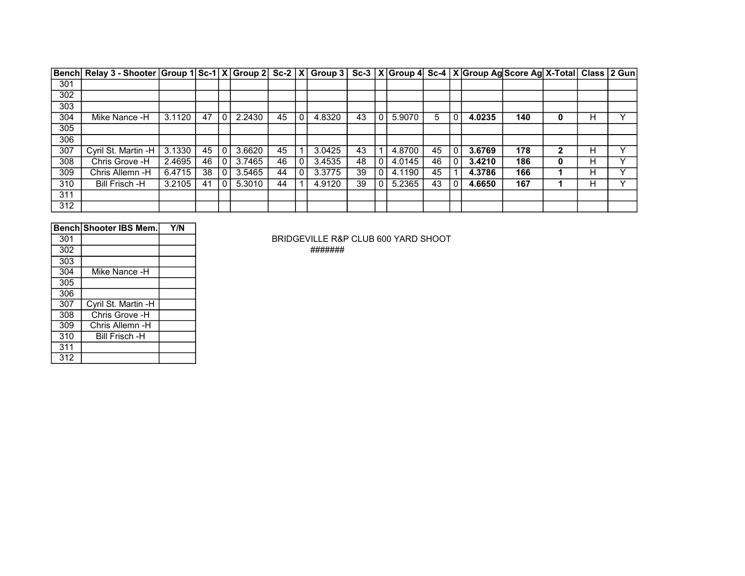| Bench | Relay 3 - Shooter | Group 1 | Sc-1 | X | Group 2 | Sc-2 | X | Group 3 | Sc-3 | X | Group 4 | Sc-4 | X | Group Ag | Score Ag | X-Total | Class | 2 Gun |
|---|---|---|---|---|---|---|---|---|---|---|---|---|---|---|---|---|---|---|
| 301 | | | | | | | | | | | | | | | | | | |
| 302 | | | | | | | | | | | | | | | | | | |
| 303 | | | | | | | | | | | | | | | | | | |
| 304 | Mike Nance -H | 3.1120 | 47 | 0 | 2.2430 | 45 | 0 | 4.8320 | 43 | 0 | 5.9070 | 5 | 0 | **4.0235** | **140** | **0** | H | Y |
| 305 | | | | | | | | | | | | | | | | | | |
| 306 | | | | | | | | | | | | | | | | | | |
| 307 | Cyril St. Martin -H | 3.1330 | 45 | 0 | 3.6620 | 45 | 1 | 3.0425 | 43 | 1 | 4.8700 | 45 | 0 | **3.6769** | **178** | **2** | H | Y |
| 308 | Chris Grove -H | 2.4695 | 46 | 0 | 3.7465 | 46 | 0 | 3.4535 | 48 | 0 | 4.0145 | 46 | 0 | **3.4210** | **186** | **0** | H | Y |
| 309 | Chris Allemn -H | 6.4715 | 38 | 0 | 3.5465 | 44 | 0 | 3.3775 | 39 | 0 | 4.1190 | 45 | 1 | **4.3786** | **166** | **1** | H | Y |
| 310 | Bill Frisch -H | 3.2105 | 41 | 0 | 5.3010 | 44 | 1 | 4.9120 | 39 | 0 | 5.2365 | 43 | 0 | **4.6650** | **167** | **1** | H | Y |
| 311 | | | | | | | | | | | | | | | | | | |
| 312 | | | | | | | | | | | | | | | | | | |

| Bench | Shooter IBS Mem. | Y/N |
|---|---|---|
| 301 | | |
| 302 | | |
| 303 | | |
| 304 | Mike Nance -H | |
| 305 | | |
| 306 | | |
| 307 | Cyril St. Martin -H | |
| 308 | Chris Grove -H | |
| 309 | Chris Allemn -H | |
| 310 | Bill Frisch -H | |
| 311 | | |
| 312 | | |

BRIDGEVILLE R&P CLUB 600 YARD SHOOT

#######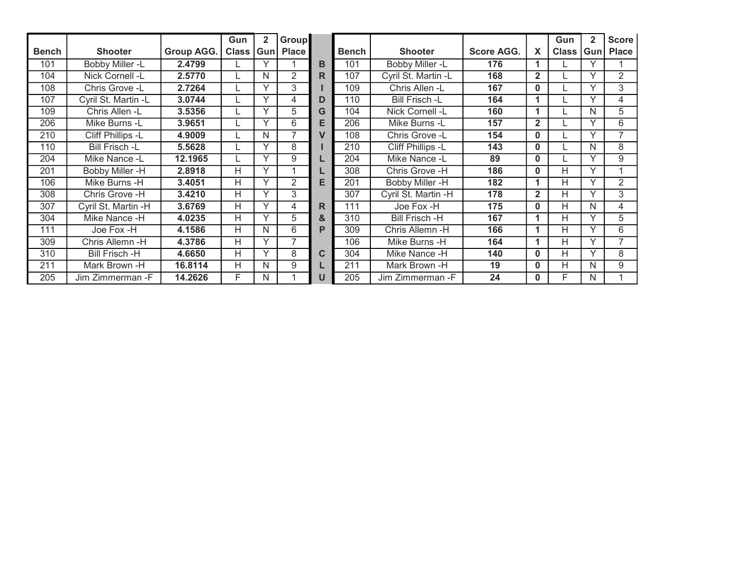| Bench | Shooter | Group AGG. | Gun Class | 2 Gun | Group Place |
|---|---|---|---|---|---|
| 101 | Bobby Miller -L | **2.4799** | L | Y | 1 |
| 104 | Nick Cornell -L | **2.5770** | L | N | 2 |
| 108 | Chris Grove -L | **2.7264** | L | Y | 3 |
| 107 | Cyril St. Martin -L | **3.0744** | L | Y | 4 |
| 109 | Chris Allen -L | **3.5356** | L | Y | 5 |
| 206 | Mike Burns -L | **3.9651** | L | Y | 6 |
| 210 | Cliff Phillips -L | **4.9009** | L | N | 7 |
| 110 | Bill Frisch -L | **5.5628** | L | Y | 8 |
| 204 | Mike Nance -L | **12.1965** | L | Y | 9 |
| 201 | Bobby Miller -H | **2.8918** | H | Y | 1 |
| 106 | Mike Burns -H | **3.4051** | H | Y | 2 |
| 308 | Chris Grove -H | **3.4210** | H | Y | 3 |
| 307 | Cyril St. Martin -H | **3.6769** | H | Y | 4 |
| 304 | Mike Nance -H | **4.0235** | H | Y | 5 |
| 111 | Joe Fox -H | **4.1586** | H | N | 6 |
| 309 | Chris Allemn -H | **4.3786** | H | Y | 7 |
| 310 | Bill Frisch -H | **4.6650** | H | Y | 8 |
| 211 | Mark Brown -H | **16.8114** | H | N | 9 |
| 205 | Jim Zimmerman -F | **14.2626** | F | N | 1 |

**BRIDGEVILLE R & P CLU**

| Bench | Shooter | Score AGG. | X | Gun Class | 2 Gun | Score Place |
|---|---|---|---|---|---|---|
| 101 | Bobby Miller -L | **176** | **1** | L | Y | 1 |
| 107 | Cyril St. Martin -L | **168** | **2** | L | Y | 2 |
| 109 | Chris Allen -L | **167** | **0** | L | Y | 3 |
| 110 | Bill Frisch -L | **164** | **1** | L | Y | 4 |
| 104 | Nick Cornell -L | **160** | **1** | L | N | 5 |
| 206 | Mike Burns -L | **157** | **2** | L | Y | 6 |
| 108 | Chris Grove -L | **154** | **0** | L | Y | 7 |
| 210 | Cliff Phillips -L | **143** | **0** | L | N | 8 |
| 204 | Mike Nance -L | **89** | **0** | L | Y | 9 |
| 308 | Chris Grove -H | **186** | **0** | H | Y | 1 |
| 201 | Bobby Miller -H | **182** | **1** | H | Y | 2 |
| 307 | Cyril St. Martin -H | **178** | **2** | H | Y | 3 |
| 111 | Joe Fox -H | **175** | **0** | H | N | 4 |
| 310 | Bill Frisch -H | **167** | **1** | H | Y | 5 |
| 309 | Chris Allemn -H | **166** | **1** | H | Y | 6 |
| 106 | Mike Burns -H | **164** | **1** | H | Y | 7 |
| 304 | Mike Nance -H | **140** | **0** | H | Y | 8 |
| 211 | Mark Brown -H | **19** | **0** | H | N | 9 |
| 205 | Jim Zimmerman -F | **24** | **0** | F | N | 1 |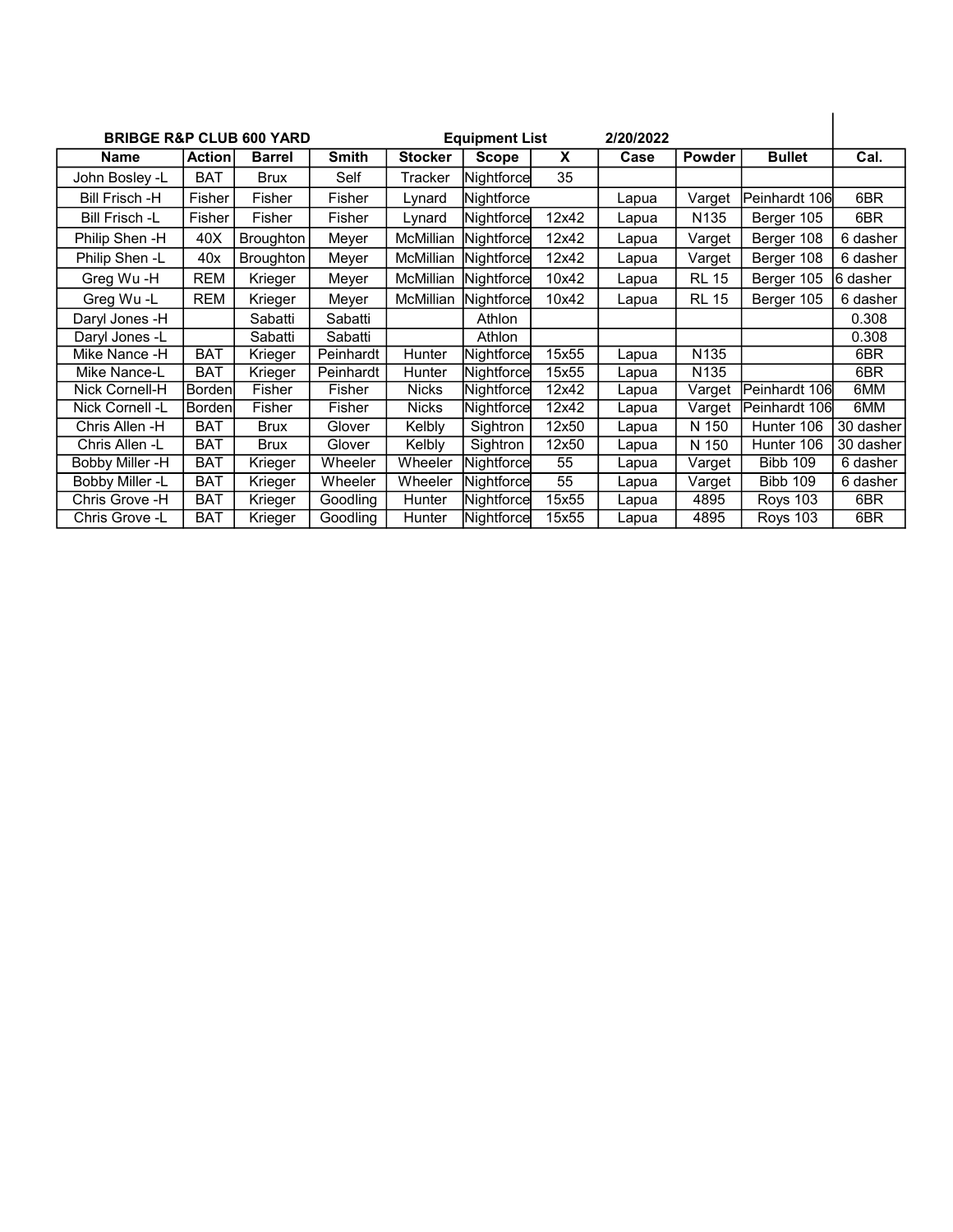BRIBGE R&P CLUB 600 YARD Equipment List 2/20/2022

| Name | Action | Barrel | Smith | Stocker | Scope | X | Case | Powder | Bullet | Cal. |
|---|---|---|---|---|---|---|---|---|---|---|
| John Bosley -L | BAT | Brux | Self | Tracker | Nightforce | 35 | | | | |
| Bill Frisch -H | Fisher | Fisher | Fisher | Lynard | Nightforce | | Lapua | Varget | Peinhardt 106 | 6BR |
| Bill Frisch -L | Fisher | Fisher | Fisher | Lynard | Nightforce | 12x42 | Lapua | N135 | Berger 105 | 6BR |
| Philip Shen -H | 40X | Broughton | Meyer | McMillian | Nightforce | 12x42 | Lapua | Varget | Berger 108 | 6 dasher |
| Philip Shen -L | 40x | Broughton | Meyer | McMillian | Nightforce | 12x42 | Lapua | Varget | Berger 108 | 6 dasher |
| Greg Wu -H | REM | Krieger | Meyer | McMillian | Nightforce | 10x42 | Lapua | RL 15 | Berger 105 | 6 dasher |
| Greg Wu -L | REM | Krieger | Meyer | McMillian | Nightforce | 10x42 | Lapua | RL 15 | Berger 105 | 6 dasher |
| Daryl Jones -H | | Sabatti | Sabatti | | Athlon | | | | | 0.308 |
| Daryl Jones -L | | Sabatti | Sabatti | | Athlon | | | | | 0.308 |
| Mike Nance -H | BAT | Krieger | Peinhardt | Hunter | Nightforce | 15x55 | Lapua | N135 | | 6BR |
| Mike Nance-L | BAT | Krieger | Peinhardt | Hunter | Nightforce | 15x55 | Lapua | N135 | | 6BR |
| Nick Cornell-H | Borden | Fisher | Fisher | Nicks | Nightforce | 12x42 | Lapua | Varget | Peinhardt 106 | 6MM |
| Nick Cornell -L | Borden | Fisher | Fisher | Nicks | Nightforce | 12x42 | Lapua | Varget | Peinhardt 106 | 6MM |
| Chris Allen -H | BAT | Brux | Glover | Kelbly | Sightron | 12x50 | Lapua | N 150 | Hunter 106 | 30 dasher |
| Chris Allen -L | BAT | Brux | Glover | Kelbly | Sightron | 12x50 | Lapua | N 150 | Hunter 106 | 30 dasher |
| Bobby Miller -H | BAT | Krieger | Wheeler | Wheeler | Nightforce | 55 | Lapua | Varget | Bibb 109 | 6 dasher |
| Bobby Miller -L | BAT | Krieger | Wheeler | Wheeler | Nightforce | 55 | Lapua | Varget | Bibb 109 | 6 dasher |
| Chris Grove -H | BAT | Krieger | Goodling | Hunter | Nightforce | 15x55 | Lapua | 4895 | Roys 103 | 6BR |
| Chris Grove -L | BAT | Krieger | Goodling | Hunter | Nightforce | 15x55 | Lapua | 4895 | Roys 103 | 6BR |